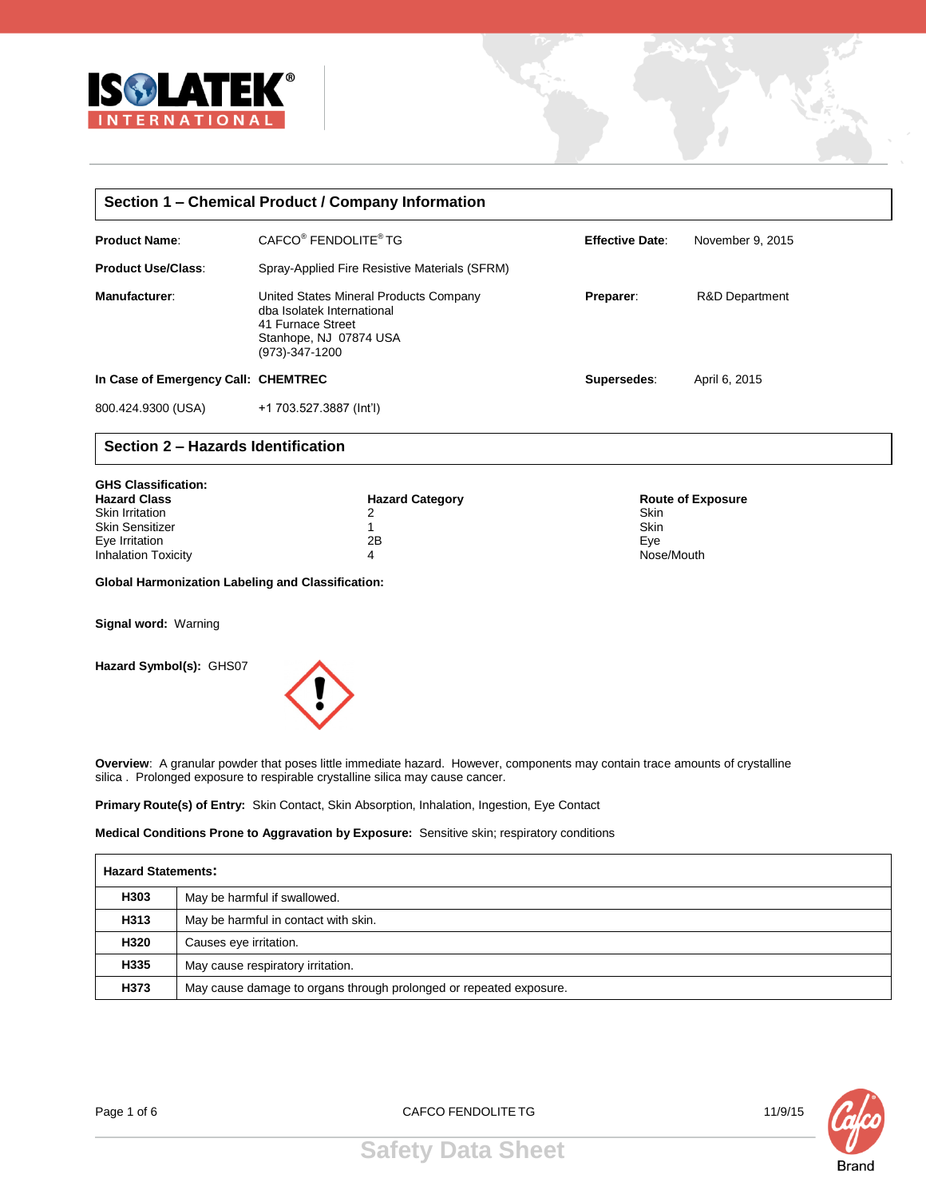## Section 1 – Chemical Product / Company Information

| | | | |
|---|---|---|---|
| **Product Name**: | CAFCO® FENDOLITE® TG | **Effective Date**: | November 9, 2015 |
| **Product Use/Class**: | Spray-Applied Fire Resistive Materials (SFRM) | | |
| **Manufacturer**: | United States Mineral Products Company<br>dba Isolatek International<br>41 Furnace Street<br>Stanhope, NJ 07874 USA<br>(973)-347-1200 | **Preparer**: | R&D Department |
| **In Case of Emergency Call:** | **CHEMTREC** | **Supersedes**: | April 6, 2015 |
| 800.424.9300 (USA) | +1 703.527.3887 (Int'l) | | |

## Section 2 – Hazards Identification

**GHS Classification:**

| Hazard Class | Hazard Category | Route of Exposure |
|---|---|---|
| Skin Irritation | 2 | Skin |
| Skin Sensitizer | 1 | Skin |
| Eye Irritation | 2B | Eye |
| Inhalation Toxicity | 4 | Nose/Mouth |

**Global Harmonization Labeling and Classification:**

**Signal word:** Warning

**Hazard Symbol(s):** GHS07

**Overview**: A granular powder that poses little immediate hazard. However, components may contain trace amounts of crystalline silica . Prolonged exposure to respirable crystalline silica may cause cancer.

**Primary Route(s) of Entry:** Skin Contact, Skin Absorption, Inhalation, Ingestion, Eye Contact

**Medical Conditions Prone to Aggravation by Exposure:** Sensitive skin; respiratory conditions

| **Hazard Statements:** | |
|---|---|
| **H303** | May be harmful if swallowed. |
| **H313** | May be harmful in contact with skin. |
| **H320** | Causes eye irritation. |
| **H335** | May cause respiratory irritation. |
| **H373** | May cause damage to organs through prolonged or repeated exposure. |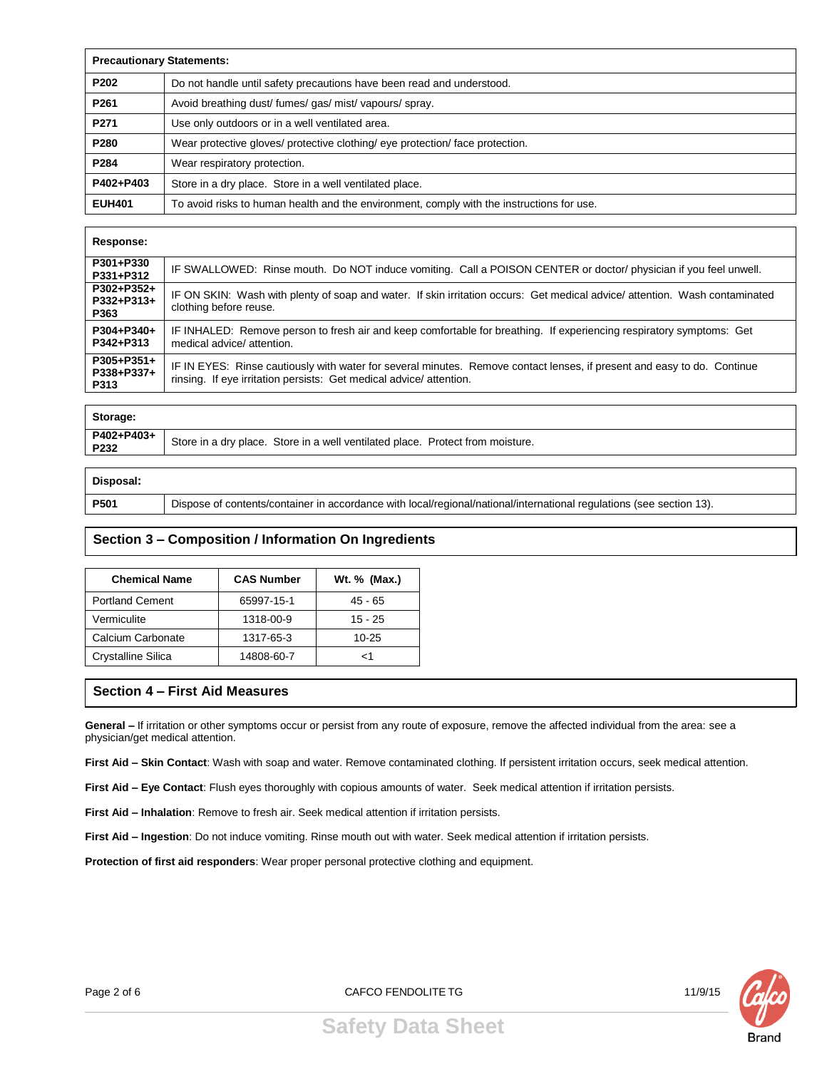| Precautionary Statements: | |
|---|---|
| P202 | Do not handle until safety precautions have been read and understood. |
| P261 | Avoid breathing dust/ fumes/ gas/ mist/ vapours/ spray. |
| P271 | Use only outdoors or in a well ventilated area. |
| P280 | Wear protective gloves/ protective clothing/ eye protection/ face protection. |
| P284 | Wear respiratory protection. |
| P402+P403 | Store in a dry place. Store in a well ventilated place. |
| EUH401 | To avoid risks to human health and the environment, comply with the instructions for use. |

| Response: | |
|---|---|
| P301+P330 P331+P312 | IF SWALLOWED: Rinse mouth. Do NOT induce vomiting. Call a POISON CENTER or doctor/ physician if you feel unwell. |
| P302+P352+ P332+P313+ P363 | IF ON SKIN: Wash with plenty of soap and water. If skin irritation occurs: Get medical advice/ attention. Wash contaminated clothing before reuse. |
| P304+P340+ P342+P313 | IF INHALED: Remove person to fresh air and keep comfortable for breathing. If experiencing respiratory symptoms: Get medical advice/ attention. |
| P305+P351+ P338+P337+ P313 | IF IN EYES: Rinse cautiously with water for several minutes. Remove contact lenses, if present and easy to do. Continue rinsing. If eye irritation persists: Get medical advice/ attention. |

| Storage: | |
|---|---|
| P402+P403+ P232 | Store in a dry place. Store in a well ventilated place. Protect from moisture. |

| Disposal: | |
|---|---|
| P501 | Dispose of contents/container in accordance with local/regional/national/international regulations (see section 13). |

## Section 3 – Composition / Information On Ingredients

| Chemical Name | CAS Number | Wt. % (Max.) |
|---|---|---|
| Portland Cement | 65997-15-1 | 45 - 65 |
| Vermiculite | 1318-00-9 | 15 - 25 |
| Calcium Carbonate | 1317-65-3 | 10-25 |
| Crystalline Silica | 14808-60-7 | <1 |

## Section 4 – First Aid Measures

**General –** If irritation or other symptoms occur or persist from any route of exposure, remove the affected individual from the area: see a physician/get medical attention.

**First Aid – Skin Contact**: Wash with soap and water. Remove contaminated clothing. If persistent irritation occurs, seek medical attention.

**First Aid – Eye Contact**: Flush eyes thoroughly with copious amounts of water. Seek medical attention if irritation persists.

**First Aid – Inhalation**: Remove to fresh air. Seek medical attention if irritation persists.

**First Aid – Ingestion**: Do not induce vomiting. Rinse mouth out with water. Seek medical attention if irritation persists.

**Protection of first aid responders**: Wear proper personal protective clothing and equipment.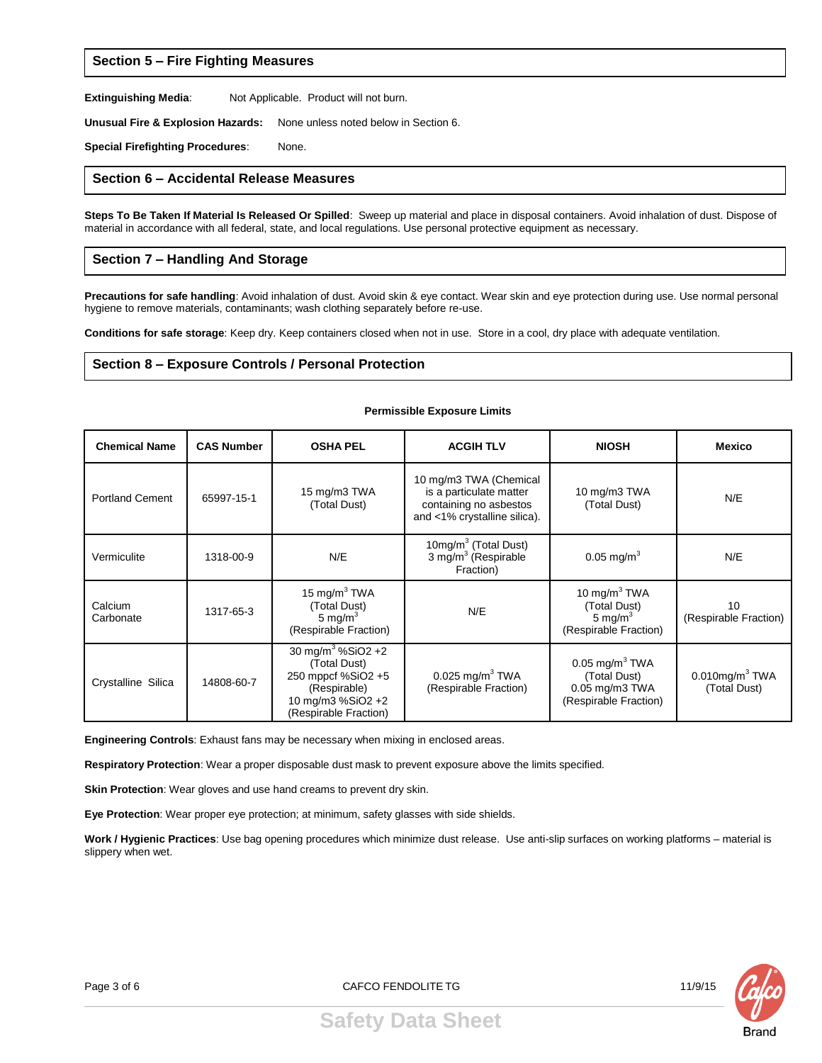## Section 5 – Fire Fighting Measures

**Extinguishing Media**: Not Applicable. Product will not burn.

**Unusual Fire & Explosion Hazards:** None unless noted below in Section 6.

**Special Firefighting Procedures**: None.

## Section 6 – Accidental Release Measures

**Steps To Be Taken If Material Is Released Or Spilled**: Sweep up material and place in disposal containers. Avoid inhalation of dust. Dispose of material in accordance with all federal, state, and local regulations. Use personal protective equipment as necessary.

## Section 7 – Handling And Storage

**Precautions for safe handling**: Avoid inhalation of dust. Avoid skin & eye contact. Wear skin and eye protection during use. Use normal personal hygiene to remove materials, contaminants; wash clothing separately before re-use.

**Conditions for safe storage**: Keep dry. Keep containers closed when not in use. Store in a cool, dry place with adequate ventilation.

## Section 8 – Exposure Controls / Personal Protection

**Permissible Exposure Limits**

| Chemical Name | CAS Number | OSHA PEL | ACGIH TLV | NIOSH | Mexico |
|---|---|---|---|---|---|
| Portland Cement | 65997-15-1 | 15 mg/m3 TWA (Total Dust) | 10 mg/m3 TWA (Chemical is a particulate matter containing no asbestos and <1% crystalline silica). | 10 mg/m3 TWA (Total Dust) | N/E |
| Vermiculite | 1318-00-9 | N/E | 10mg/m$^3$ (Total Dust) 3 mg/m$^3$ (Respirable Fraction) | 0.05 mg/m$^3$ | N/E |
| Calcium Carbonate | 1317-65-3 | 15 mg/m$^3$ TWA (Total Dust) 5 mg/m$^3$ (Respirable Fraction) | N/E | 10 mg/m$^3$ TWA (Total Dust) 5 mg/m$^3$ (Respirable Fraction) | 10 (Respirable Fraction) |
| Crystalline Silica | 14808-60-7 | 30 mg/m$^3$ %SiO2 +2 (Total Dust) 250 mppcf %SiO2 +5 (Respirable) 10 mg/m3 %SiO2 +2 (Respirable Fraction) | 0.025 mg/m$^3$ TWA (Respirable Fraction) | 0.05 mg/m$^3$ TWA (Total Dust) 0.05 mg/m3 TWA (Respirable Fraction) | 0.010mg/m$^3$ TWA (Total Dust) |

**Engineering Controls**: Exhaust fans may be necessary when mixing in enclosed areas.

**Respiratory Protection**: Wear a proper disposable dust mask to prevent exposure above the limits specified.

**Skin Protection**: Wear gloves and use hand creams to prevent dry skin.

**Eye Protection**: Wear proper eye protection; at minimum, safety glasses with side shields.

**Work / Hygienic Practices**: Use bag opening procedures which minimize dust release. Use anti-slip surfaces on working platforms – material is slippery when wet.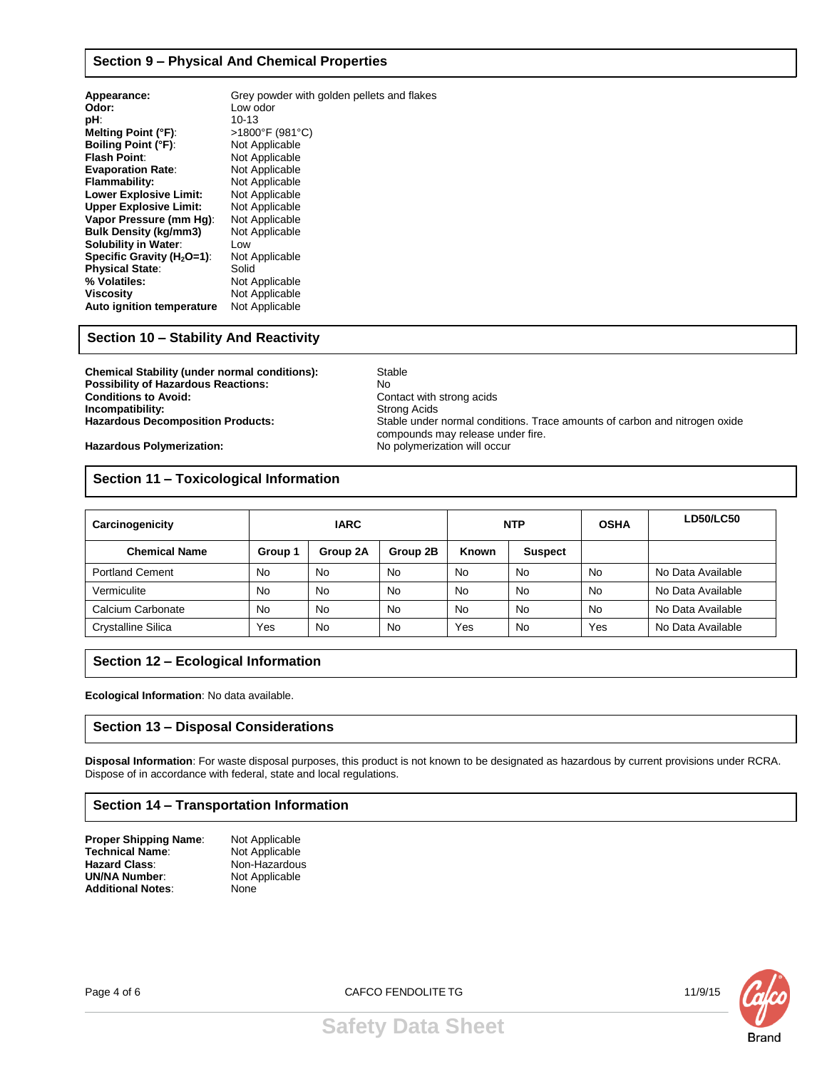## Section 9 – Physical And Chemical Properties

**Appearance:** Grey powder with golden pellets and flakes
**Odor:** Low odor
**pH**: 10-13
**Melting Point (°F)**: >1800°F (981°C)
**Boiling Point (°F)**: Not Applicable
**Flash Point**: Not Applicable
**Evaporation Rate**: Not Applicable
**Flammability:** Not Applicable
**Lower Explosive Limit:** Not Applicable
**Upper Explosive Limit:** Not Applicable
**Vapor Pressure (mm Hg)**: Not Applicable
**Bulk Density (kg/mm3)** Not Applicable
**Solubility in Water**: Low
**Specific Gravity ($H_2O$=1)**: Not Applicable
**Physical State**: Solid
**% Volatiles:** Not Applicable
**Viscosity** Not Applicable
**Auto ignition temperature** Not Applicable

## Section 10 – Stability And Reactivity

**Chemical Stability (under normal conditions):** Stable
**Possibility of Hazardous Reactions:** No
**Conditions to Avoid:** Contact with strong acids
**Incompatibility:** Strong Acids
**Hazardous Decomposition Products:** Stable under normal conditions. Trace amounts of carbon and nitrogen oxide compounds may release under fire.
**Hazardous Polymerization:** No polymerization will occur

## Section 11 – Toxicological Information

| Carcinogenicity | IARC | | | NTP | | OSHA | LD50/LC50 |
|---|---|---|---|---|---|---|---|
| **Chemical Name** | **Group 1** | **Group 2A** | **Group 2B** | **Known** | **Suspect** | | |
| Portland Cement | No | No | No | No | No | No | No Data Available |
| Vermiculite | No | No | No | No | No | No | No Data Available |
| Calcium Carbonate | No | No | No | No | No | No | No Data Available |
| Crystalline Silica | Yes | No | No | Yes | No | Yes | No Data Available |

## Section 12 – Ecological Information

**Ecological Information**: No data available.

## Section 13 – Disposal Considerations

**Disposal Information**: For waste disposal purposes, this product is not known to be designated as hazardous by current provisions under RCRA. Dispose of in accordance with federal, state and local regulations.

## Section 14 – Transportation Information

**Proper Shipping Name**: Not Applicable
**Technical Name**: Not Applicable
**Hazard Class**: Non-Hazardous
**UN/NA Number**: Not Applicable
**Additional Notes**: None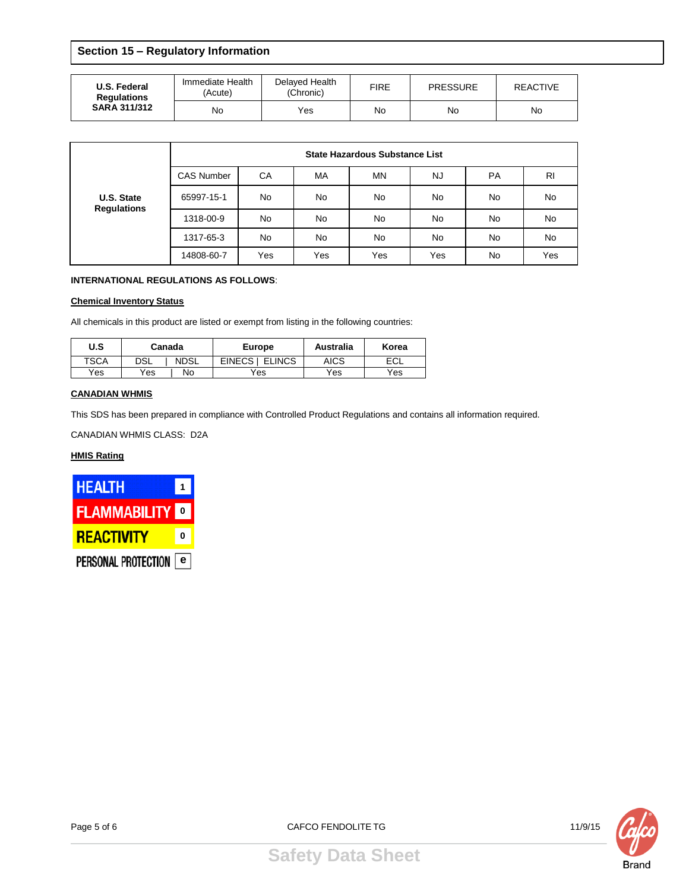## Section 15 – Regulatory Information

| U.S. Federal Regulations SARA 311/312 | Immediate Health (Acute) | Delayed Health (Chronic) | FIRE | PRESSURE | REACTIVE |
|---|---|---|---|---|---|
| | No | Yes | No | No | No |

| U.S. State Regulations | State Hazardous Substance List | | | | | | |
|---|---|---|---|---|---|---|---|
| | CAS Number | CA | MA | MN | NJ | PA | RI |
| | 65997-15-1 | No | No | No | No | No | No |
| | 1318-00-9 | No | No | No | No | No | No |
| | 1317-65-3 | No | No | No | No | No | No |
| | 14808-60-7 | Yes | Yes | Yes | Yes | No | Yes |

**INTERNATIONAL REGULATIONS AS FOLLOWS**:

**Chemical Inventory Status**

All chemicals in this product are listed or exempt from listing in the following countries:

| U.S | Canada | | Europe | Australia | Korea |
|---|---|---|---|---|---|
| TSCA | DSL | NDSL | EINECS \| ELINCS | AICS | ECL |
| Yes | Yes | No | Yes | Yes | Yes |

**CANADIAN WHMIS**

This SDS has been prepared in compliance with Controlled Product Regulations and contains all information required.

CANADIAN WHMIS CLASS: D2A

**HMIS Rating**

| | |
|---|---|
| HEALTH | 1 |
| FLAMMABILITY | 0 |
| REACTIVITY | 0 |
| PERSONAL PROTECTION | e |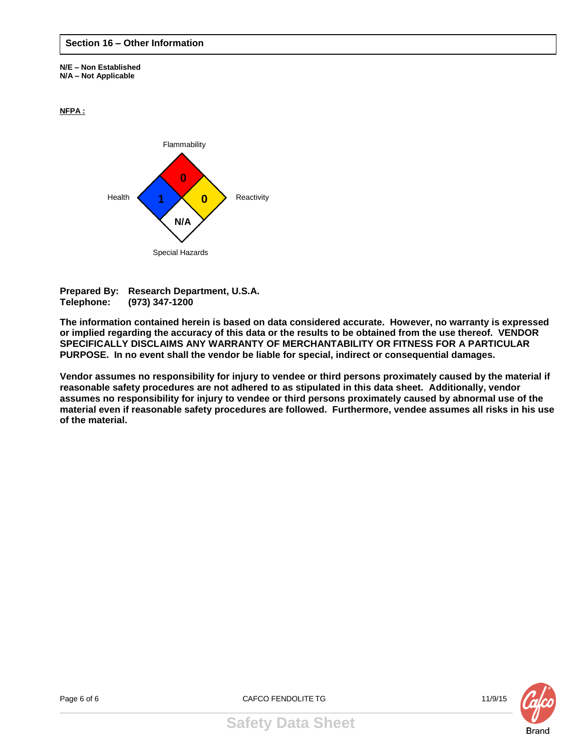## Section 16 – Other Information

**N/E – Non Established**
**N/A – Not Applicable**

**NFPA :**

Flammability
0
Health
1
Reactivity
0
N/A
Special Hazards

**Prepared By:** **Research Department, U.S.A.**
**Telephone:** **(973) 347-1200**

**The information contained herein is based on data considered accurate. However, no warranty is expressed or implied regarding the accuracy of this data or the results to be obtained from the use thereof. VENDOR SPECIFICALLY DISCLAIMS ANY WARRANTY OF MERCHANTABILITY OR FITNESS FOR A PARTICULAR PURPOSE. In no event shall the vendor be liable for special, indirect or consequential damages.**

**Vendor assumes no responsibility for injury to vendee or third persons proximately caused by the material if reasonable safety procedures are not adhered to as stipulated in this data sheet. Additionally, vendor assumes no responsibility for injury to vendee or third persons proximately caused by abnormal use of the material even if reasonable safety procedures are followed. Furthermore, vendee assumes all risks in his use of the material.**